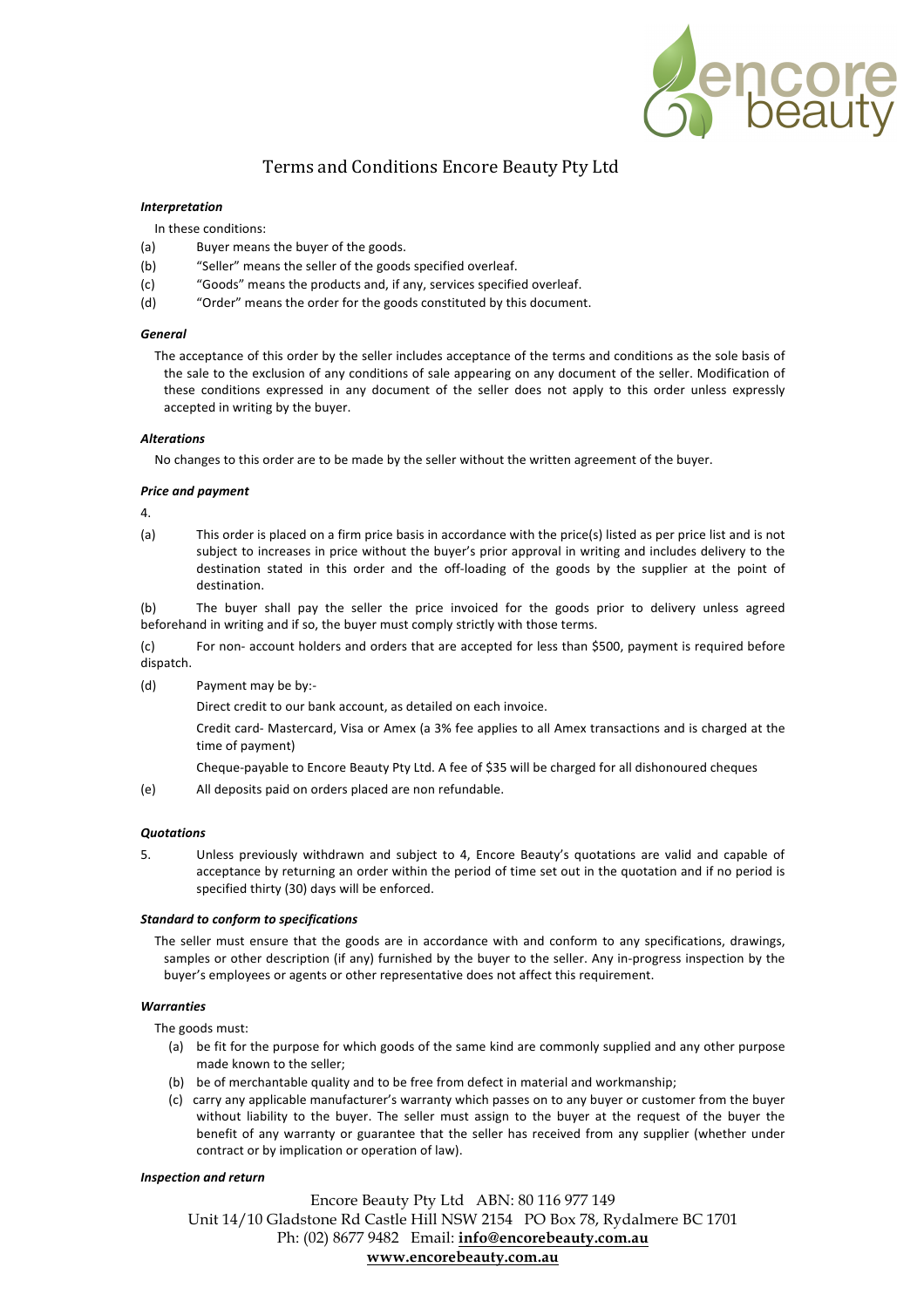# Terms and Conditions Encore Beauty Pty Ltd

***Interpretation***

In these conditions:

(a) Buyer means the buyer of the goods.

(b) "Seller" means the seller of the goods specified overleaf.

(c) "Goods" means the products and, if any, services specified overleaf.

(d) "Order" means the order for the goods constituted by this document.

***General***

The acceptance of this order by the seller includes acceptance of the terms and conditions as the sole basis of the sale to the exclusion of any conditions of sale appearing on any document of the seller. Modification of these conditions expressed in any document of the seller does not apply to this order unless expressly accepted in writing by the buyer.

***Alterations***

No changes to this order are to be made by the seller without the written agreement of the buyer.

***Price and payment***

4.

(a) This order is placed on a firm price basis in accordance with the price(s) listed as per price list and is not subject to increases in price without the buyer's prior approval in writing and includes delivery to the destination stated in this order and the off-loading of the goods by the supplier at the point of destination.

(b) The buyer shall pay the seller the price invoiced for the goods prior to delivery unless agreed beforehand in writing and if so, the buyer must comply strictly with those terms.

(c) For non- account holders and orders that are accepted for less than $500, payment is required before dispatch.

(d) Payment may be by:-

Direct credit to our bank account, as detailed on each invoice.

Credit card- Mastercard, Visa or Amex (a 3% fee applies to all Amex transactions and is charged at the time of payment)

Cheque-payable to Encore Beauty Pty Ltd. A fee of $35 will be charged for all dishonoured cheques

(e) All deposits paid on orders placed are non refundable.

***Quotations***

5. Unless previously withdrawn and subject to 4, Encore Beauty's quotations are valid and capable of acceptance by returning an order within the period of time set out in the quotation and if no period is specified thirty (30) days will be enforced.

***Standard to conform to specifications***

The seller must ensure that the goods are in accordance with and conform to any specifications, drawings, samples or other description (if any) furnished by the buyer to the seller. Any in-progress inspection by the buyer's employees or agents or other representative does not affect this requirement.

***Warranties***

The goods must:

(a) be fit for the purpose for which goods of the same kind are commonly supplied and any other purpose made known to the seller;

(b) be of merchantable quality and to be free from defect in material and workmanship;

(c) carry any applicable manufacturer's warranty which passes on to any buyer or customer from the buyer without liability to the buyer. The seller must assign to the buyer at the request of the buyer the benefit of any warranty or guarantee that the seller has received from any supplier (whether under contract or by implication or operation of law).

***Inspection and return***

Encore Beauty Pty Ltd ABN: 80 116 977 149
Unit 14/10 Gladstone Rd Castle Hill NSW 2154 PO Box 78, Rydalmere BC 1701
Ph: (02) 8677 9482 Email: **info@encorebeauty.com.au**
**www.encorebeauty.com.au**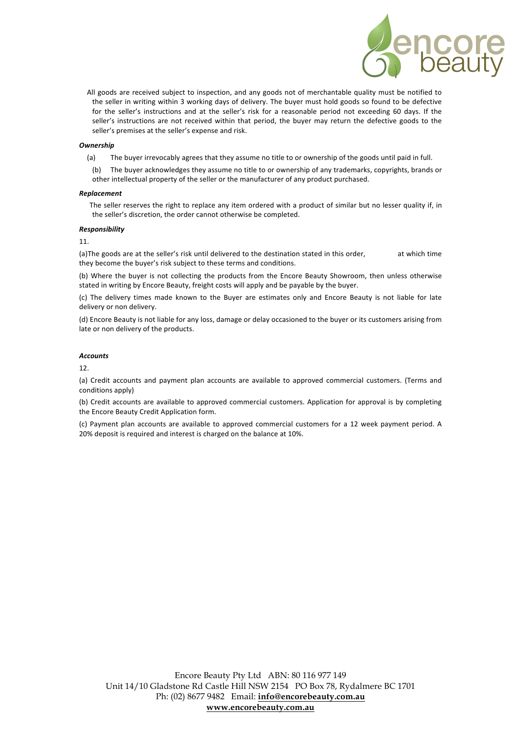All goods are received subject to inspection, and any goods not of merchantable quality must be notified to the seller in writing within 3 working days of delivery. The buyer must hold goods so found to be defective for the seller's instructions and at the seller's risk for a reasonable period not exceeding 60 days. If the seller's instructions are not received within that period, the buyer may return the defective goods to the seller's premises at the seller's expense and risk.

***Ownership***

(a) The buyer irrevocably agrees that they assume no title to or ownership of the goods until paid in full.

(b) The buyer acknowledges they assume no title to or ownership of any trademarks, copyrights, brands or other intellectual property of the seller or the manufacturer of any product purchased.

***Replacement***

The seller reserves the right to replace any item ordered with a product of similar but no lesser quality if, in the seller's discretion, the order cannot otherwise be completed.

***Responsibility***

11.

(a)The goods are at the seller's risk until delivered to the destination stated in this order, at which time they become the buyer's risk subject to these terms and conditions.

(b) Where the buyer is not collecting the products from the Encore Beauty Showroom, then unless otherwise stated in writing by Encore Beauty, freight costs will apply and be payable by the buyer.

(c) The delivery times made known to the Buyer are estimates only and Encore Beauty is not liable for late delivery or non delivery.

(d) Encore Beauty is not liable for any loss, damage or delay occasioned to the buyer or its customers arising from late or non delivery of the products.

***Accounts***

12.

(a) Credit accounts and payment plan accounts are available to approved commercial customers. (Terms and conditions apply)

(b) Credit accounts are available to approved commercial customers. Application for approval is by completing the Encore Beauty Credit Application form.

(c) Payment plan accounts are available to approved commercial customers for a 12 week payment period. A 20% deposit is required and interest is charged on the balance at 10%.

Encore Beauty Pty Ltd ABN: 80 116 977 149
Unit 14/10 Gladstone Rd Castle Hill NSW 2154 PO Box 78, Rydalmere BC 1701
Ph: (02) 8677 9482 Email: **info@encorebeauty.com.au**
**www.encorebeauty.com.au**